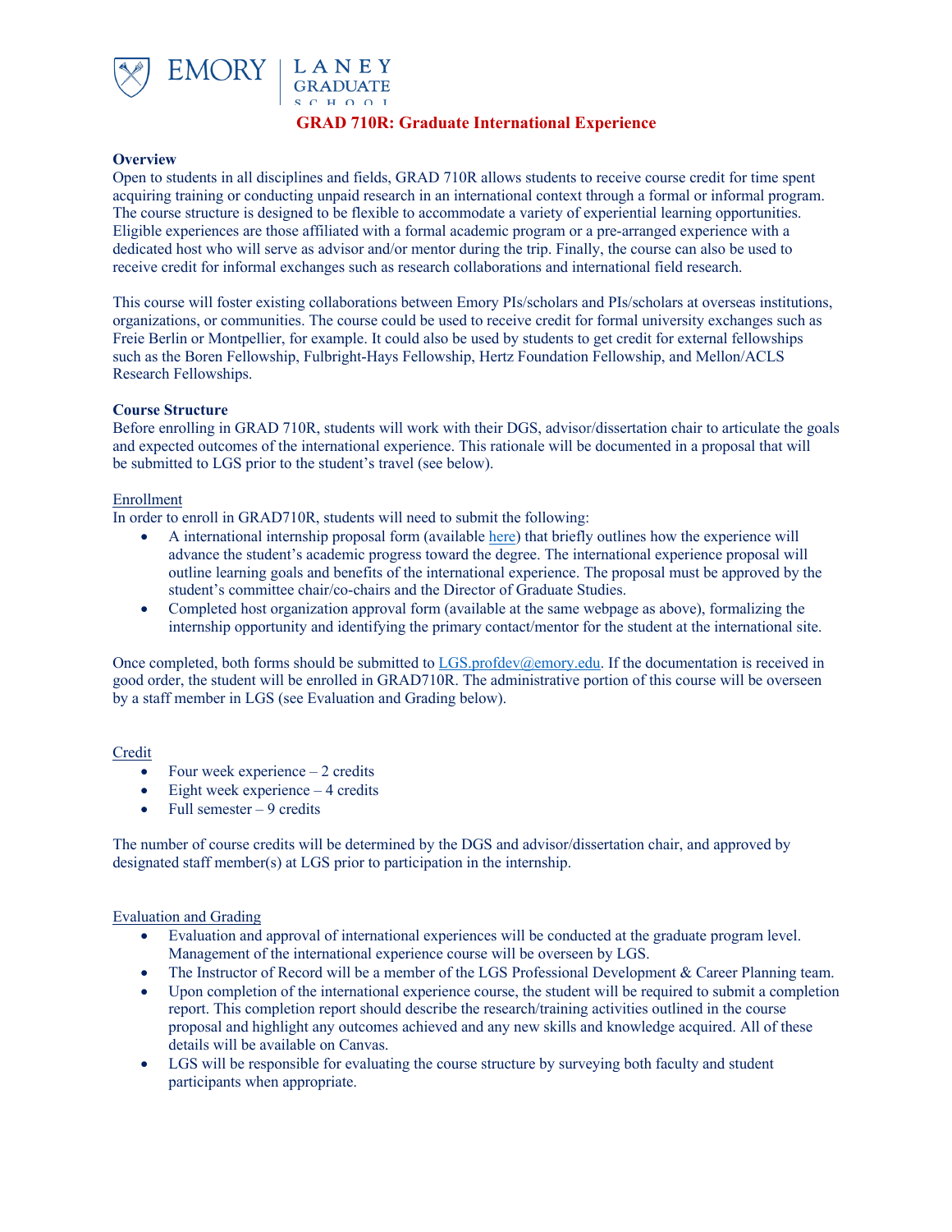EMORY | LANEY GRADUATE SCHOOL

# GRAD 710R: Graduate International Experience

## Overview

Open to students in all disciplines and fields, GRAD 710R allows students to receive course credit for time spent acquiring training or conducting unpaid research in an international context through a formal or informal program. The course structure is designed to be flexible to accommodate a variety of experiential learning opportunities. Eligible experiences are those affiliated with a formal academic program or a pre-arranged experience with a dedicated host who will serve as advisor and/or mentor during the trip. Finally, the course can also be used to receive credit for informal exchanges such as research collaborations and international field research.

This course will foster existing collaborations between Emory PIs/scholars and PIs/scholars at overseas institutions, organizations, or communities. The course could be used to receive credit for formal university exchanges such as Freie Berlin or Montpellier, for example. It could also be used by students to get credit for external fellowships such as the Boren Fellowship, Fulbright-Hays Fellowship, Hertz Foundation Fellowship, and Mellon/ACLS Research Fellowships.

## Course Structure

Before enrolling in GRAD 710R, students will work with their DGS, advisor/dissertation chair to articulate the goals and expected outcomes of the international experience. This rationale will be documented in a proposal that will be submitted to LGS prior to the student's travel (see below).

### Enrollment

In order to enroll in GRAD710R, students will need to submit the following:

- A international internship proposal form (available here) that briefly outlines how the experience will advance the student's academic progress toward the degree. The international experience proposal will outline learning goals and benefits of the international experience. The proposal must be approved by the student's committee chair/co-chairs and the Director of Graduate Studies.
- Completed host organization approval form (available at the same webpage as above), formalizing the internship opportunity and identifying the primary contact/mentor for the student at the international site.

Once completed, both forms should be submitted to LGS.profdev@emory.edu. If the documentation is received in good order, the student will be enrolled in GRAD710R. The administrative portion of this course will be overseen by a staff member in LGS (see Evaluation and Grading below).

### Credit

- Four week experience – 2 credits
- Eight week experience – 4 credits
- Full semester – 9 credits

The number of course credits will be determined by the DGS and advisor/dissertation chair, and approved by designated staff member(s) at LGS prior to participation in the internship.

### Evaluation and Grading

- Evaluation and approval of international experiences will be conducted at the graduate program level. Management of the international experience course will be overseen by LGS.
- The Instructor of Record will be a member of the LGS Professional Development & Career Planning team.
- Upon completion of the international experience course, the student will be required to submit a completion report. This completion report should describe the research/training activities outlined in the course proposal and highlight any outcomes achieved and any new skills and knowledge acquired. All of these details will be available on Canvas.
- LGS will be responsible for evaluating the course structure by surveying both faculty and student participants when appropriate.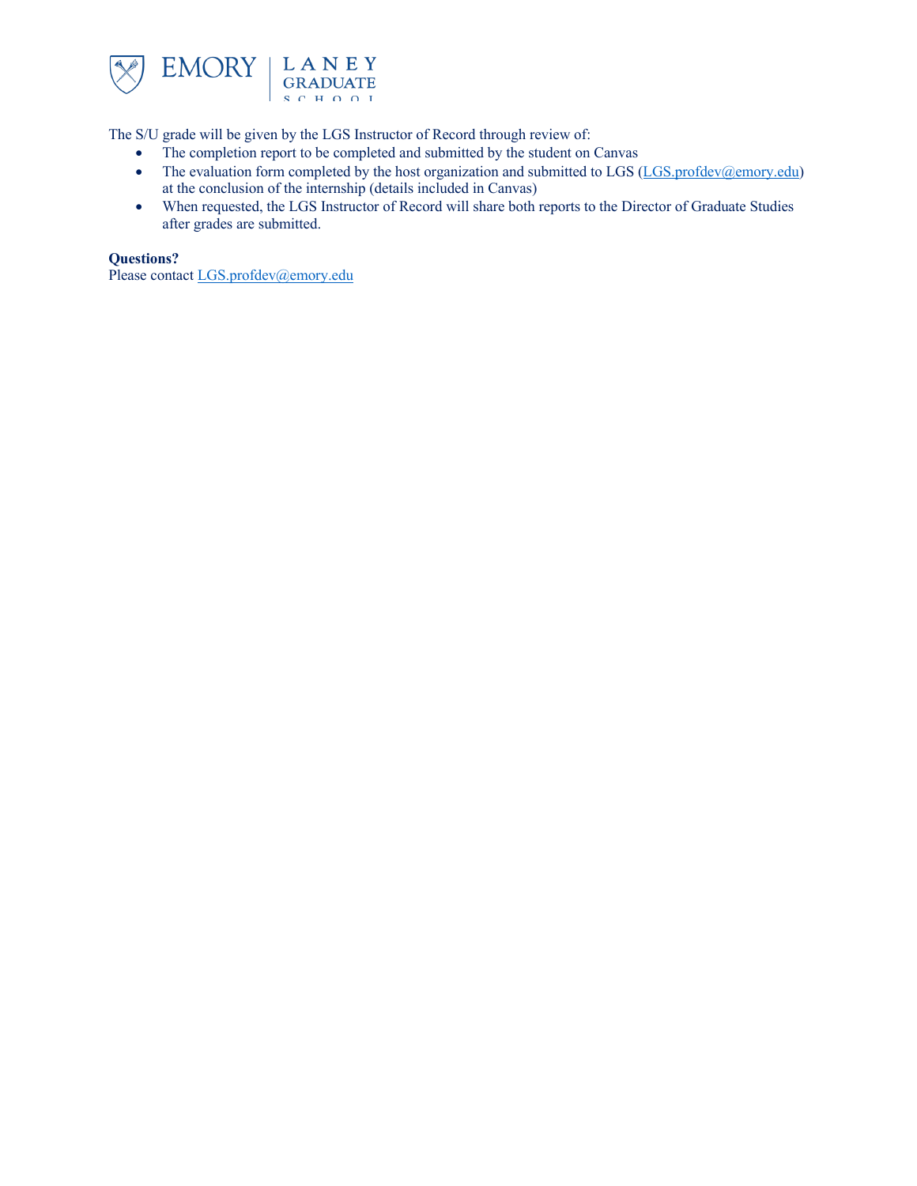The S/U grade will be given by the LGS Instructor of Record through review of:

- The completion report to be completed and submitted by the student on Canvas
- The evaluation form completed by the host organization and submitted to LGS (LGS.profdev@emory.edu) at the conclusion of the internship (details included in Canvas)
- When requested, the LGS Instructor of Record will share both reports to the Director of Graduate Studies after grades are submitted.

**Questions?**
Please contact LGS.profdev@emory.edu